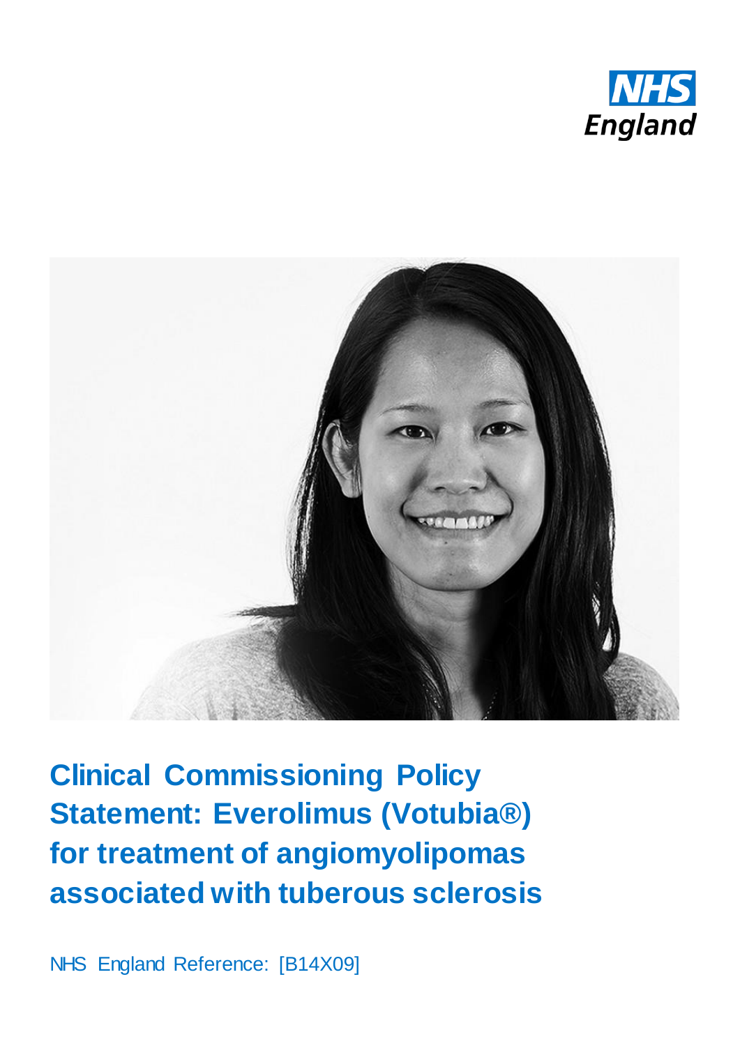NHS England

# Clinical Commissioning Policy Statement: Everolimus (Votubia®) for treatment of angiomyolipomas associated with tuberous sclerosis

NHS England Reference: [B14X09]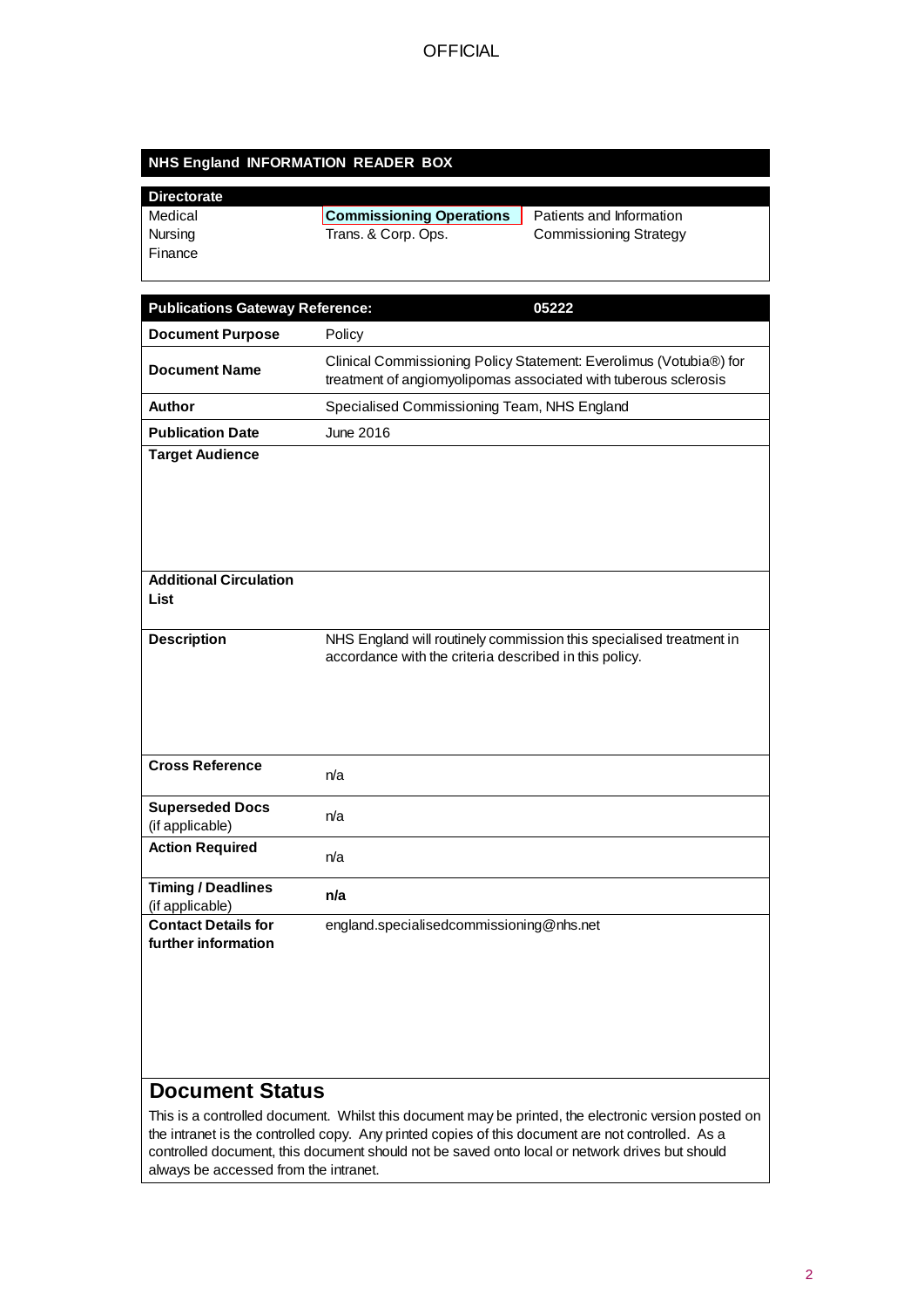**NHS England INFORMATION READER BOX**

| Directorate | | |
|---|---|---|
| Medical | **Commissioning Operations** | Patients and Information |
| Nursing | Trans. & Corp. Ops. | Commissioning Strategy |
| Finance | | |

| **Publications Gateway Reference:** | **05222** |
|---|---|
| **Document Purpose** | Policy |
| **Document Name** | Clinical Commissioning Policy Statement: Everolimus (Votubia®) for treatment of angiomyolipomas associated with tuberous sclerosis |
| **Author** | Specialised Commissioning Team, NHS England |
| **Publication Date** | June 2016 |
| **Target Audience** | |
| **Additional Circulation List** | |
| **Description** | NHS England will routinely commission this specialised treatment in accordance with the criteria described in this policy. |
| **Cross Reference** | n/a |
| **Superseded Docs** (if applicable) | n/a |
| **Action Required** | n/a |
| **Timing / Deadlines** (if applicable) | **n/a** |
| **Contact Details for further information** | england.specialisedcommissioning@nhs.net |

## Document Status

This is a controlled document. Whilst this document may be printed, the electronic version posted on the intranet is the controlled copy. Any printed copies of this document are not controlled. As a controlled document, this document should not be saved onto local or network drives but should always be accessed from the intranet.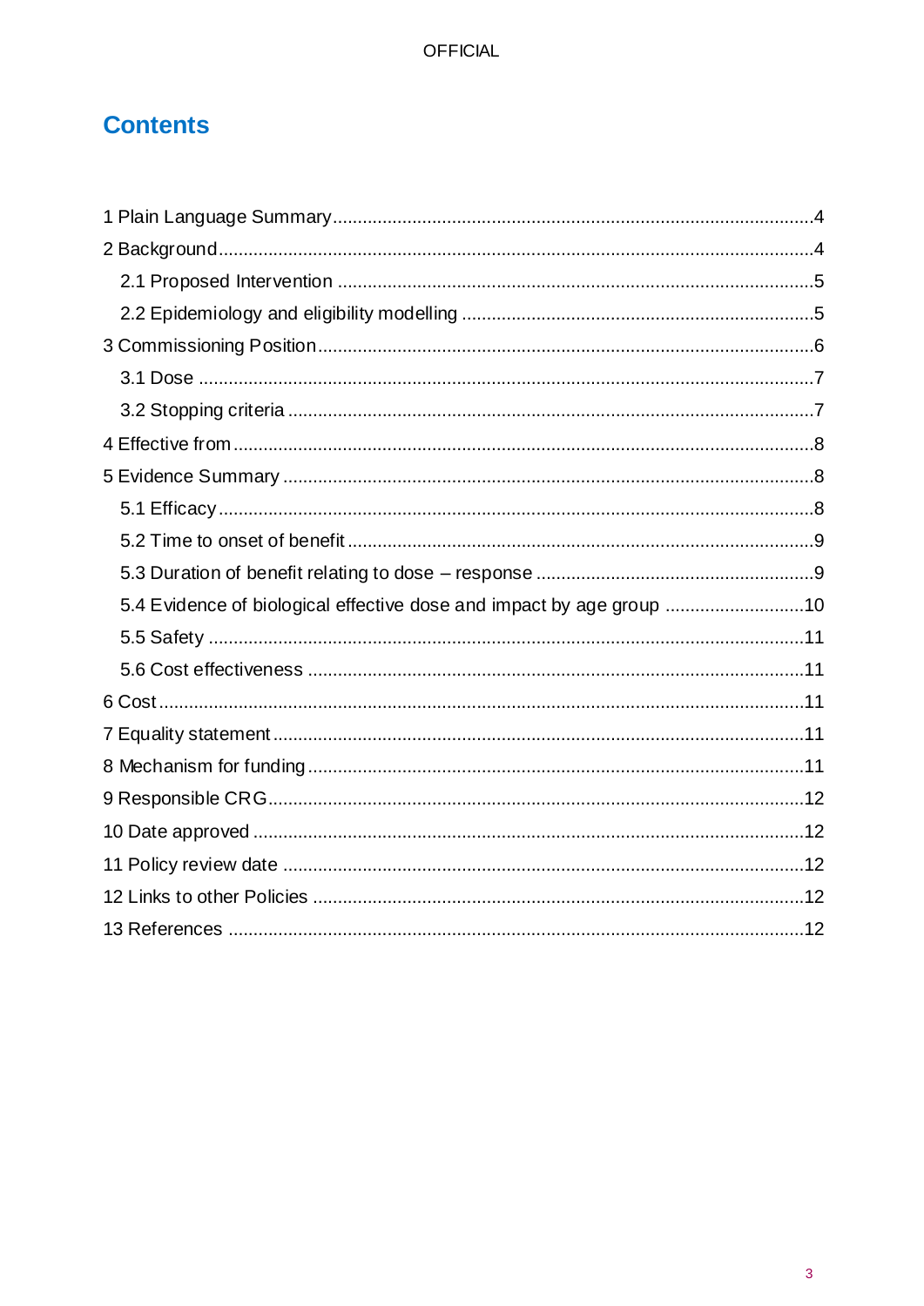## Contents

1 Plain Language Summary....................4
2 Background....................4
  2.1 Proposed Intervention....................5
  2.2 Epidemiology and eligibility modelling....................5
3 Commissioning Position....................6
  3.1 Dose....................7
  3.2 Stopping criteria....................7
4 Effective from....................8
5 Evidence Summary....................8
  5.1 Efficacy....................8
  5.2 Time to onset of benefit....................9
  5.3 Duration of benefit relating to dose – response....................9
  5.4 Evidence of biological effective dose and impact by age group....................10
  5.5 Safety....................11
  5.6 Cost effectiveness....................11
6 Cost....................11
7 Equality statement....................11
8 Mechanism for funding....................11
9 Responsible CRG....................12
10 Date approved....................12
11 Policy review date....................12
12 Links to other Policies....................12
13 References....................12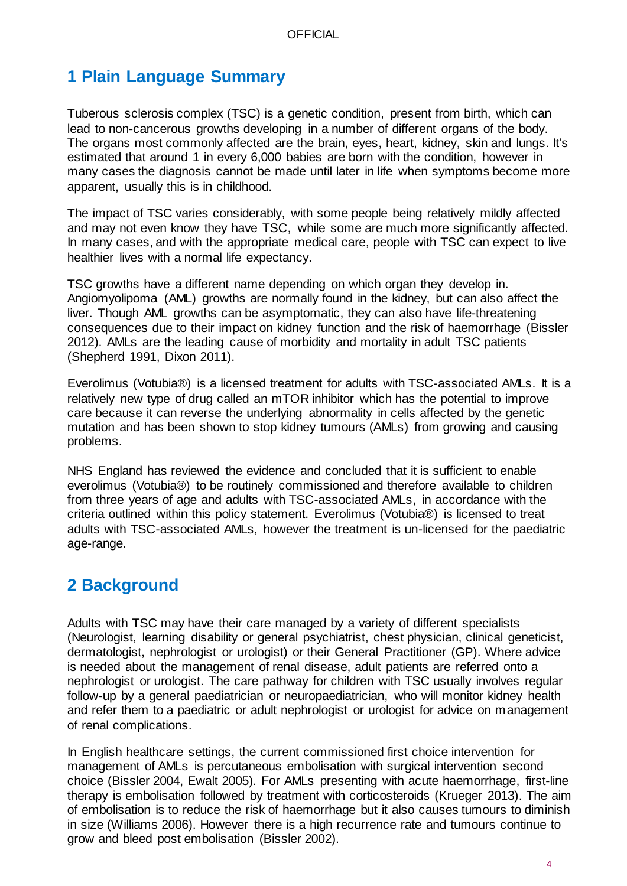## 1 Plain Language Summary

Tuberous sclerosis complex (TSC) is a genetic condition, present from birth, which can lead to non-cancerous growths developing in a number of different organs of the body. The organs most commonly affected are the brain, eyes, heart, kidney, skin and lungs. It's estimated that around 1 in every 6,000 babies are born with the condition, however in many cases the diagnosis cannot be made until later in life when symptoms become more apparent, usually this is in childhood.

The impact of TSC varies considerably, with some people being relatively mildly affected and may not even know they have TSC, while some are much more significantly affected. In many cases, and with the appropriate medical care, people with TSC can expect to live healthier lives with a normal life expectancy.

TSC growths have a different name depending on which organ they develop in. Angiomyolipoma (AML) growths are normally found in the kidney, but can also affect the liver. Though AML growths can be asymptomatic, they can also have life-threatening consequences due to their impact on kidney function and the risk of haemorrhage (Bissler 2012). AMLs are the leading cause of morbidity and mortality in adult TSC patients (Shepherd 1991, Dixon 2011).

Everolimus (Votubia®) is a licensed treatment for adults with TSC-associated AMLs. It is a relatively new type of drug called an mTOR inhibitor which has the potential to improve care because it can reverse the underlying abnormality in cells affected by the genetic mutation and has been shown to stop kidney tumours (AMLs) from growing and causing problems.

NHS England has reviewed the evidence and concluded that it is sufficient to enable everolimus (Votubia®) to be routinely commissioned and therefore available to children from three years of age and adults with TSC-associated AMLs, in accordance with the criteria outlined within this policy statement. Everolimus (Votubia®) is licensed to treat adults with TSC-associated AMLs, however the treatment is un-licensed for the paediatric age-range.

## 2 Background

Adults with TSC may have their care managed by a variety of different specialists (Neurologist, learning disability or general psychiatrist, chest physician, clinical geneticist, dermatologist, nephrologist or urologist) or their General Practitioner (GP). Where advice is needed about the management of renal disease, adult patients are referred onto a nephrologist or urologist. The care pathway for children with TSC usually involves regular follow-up by a general paediatrician or neuropaediatrician, who will monitor kidney health and refer them to a paediatric or adult nephrologist or urologist for advice on management of renal complications.

In English healthcare settings, the current commissioned first choice intervention for management of AMLs is percutaneous embolisation with surgical intervention second choice (Bissler 2004, Ewalt 2005). For AMLs presenting with acute haemorrhage, first-line therapy is embolisation followed by treatment with corticosteroids (Krueger 2013). The aim of embolisation is to reduce the risk of haemorrhage but it also causes tumours to diminish in size (Williams 2006). However there is a high recurrence rate and tumours continue to grow and bleed post embolisation (Bissler 2002).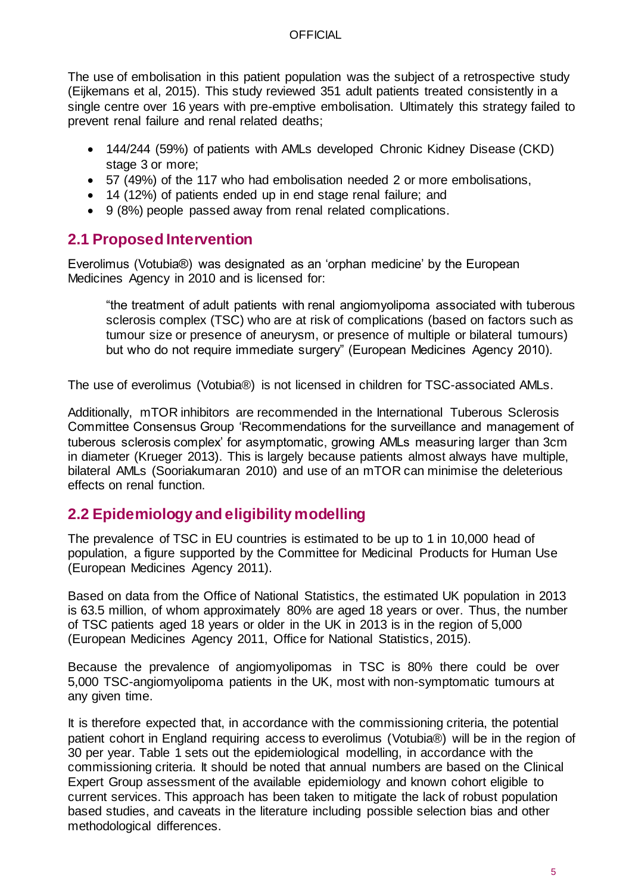The use of embolisation in this patient population was the subject of a retrospective study (Eijkemans et al, 2015). This study reviewed 351 adult patients treated consistently in a single centre over 16 years with pre-emptive embolisation. Ultimately this strategy failed to prevent renal failure and renal related deaths;

- 144/244 (59%) of patients with AMLs developed Chronic Kidney Disease (CKD) stage 3 or more;
- 57 (49%) of the 117 who had embolisation needed 2 or more embolisations,
- 14 (12%) of patients ended up in end stage renal failure; and
- 9 (8%) people passed away from renal related complications.

## 2.1 Proposed Intervention

Everolimus (Votubia®) was designated as an 'orphan medicine' by the European Medicines Agency in 2010 and is licensed for:

> "the treatment of adult patients with renal angiomyolipoma associated with tuberous sclerosis complex (TSC) who are at risk of complications (based on factors such as tumour size or presence of aneurysm, or presence of multiple or bilateral tumours) but who do not require immediate surgery" (European Medicines Agency 2010).

The use of everolimus (Votubia®) is not licensed in children for TSC-associated AMLs.

Additionally, mTOR inhibitors are recommended in the International Tuberous Sclerosis Committee Consensus Group 'Recommendations for the surveillance and management of tuberous sclerosis complex' for asymptomatic, growing AMLs measuring larger than 3cm in diameter (Krueger 2013). This is largely because patients almost always have multiple, bilateral AMLs (Sooriakumaran 2010) and use of an mTOR can minimise the deleterious effects on renal function.

## 2.2 Epidemiology and eligibility modelling

The prevalence of TSC in EU countries is estimated to be up to 1 in 10,000 head of population, a figure supported by the Committee for Medicinal Products for Human Use (European Medicines Agency 2011).

Based on data from the Office of National Statistics, the estimated UK population in 2013 is 63.5 million, of whom approximately 80% are aged 18 years or over. Thus, the number of TSC patients aged 18 years or older in the UK in 2013 is in the region of 5,000 (European Medicines Agency 2011, Office for National Statistics, 2015).

Because the prevalence of angiomyolipomas in TSC is 80% there could be over 5,000 TSC-angiomyolipoma patients in the UK, most with non-symptomatic tumours at any given time.

It is therefore expected that, in accordance with the commissioning criteria, the potential patient cohort in England requiring access to everolimus (Votubia®) will be in the region of 30 per year. Table 1 sets out the epidemiological modelling, in accordance with the commissioning criteria. It should be noted that annual numbers are based on the Clinical Expert Group assessment of the available epidemiology and known cohort eligible to current services. This approach has been taken to mitigate the lack of robust population based studies, and caveats in the literature including possible selection bias and other methodological differences.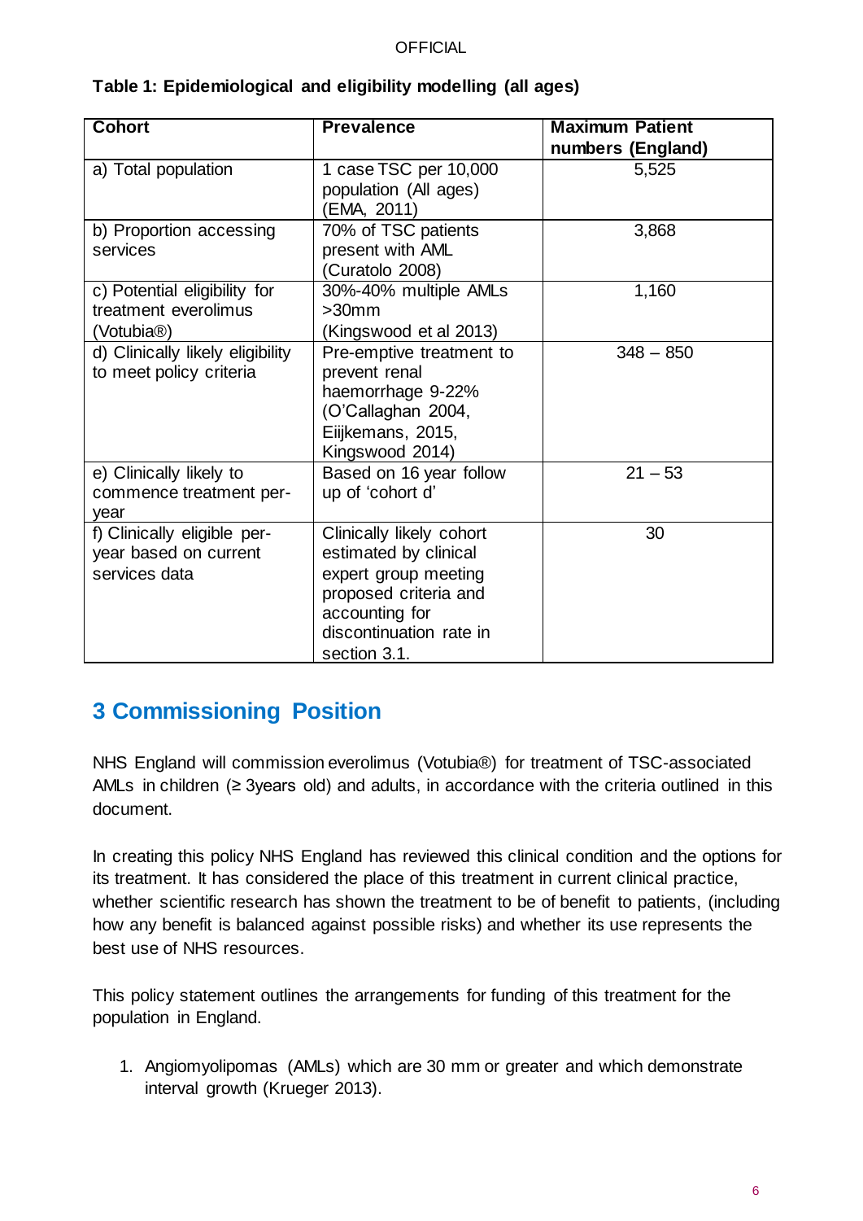**Table 1: Epidemiological and eligibility modelling (all ages)**

| Cohort | Prevalence | Maximum Patient numbers (England) |
|---|---|---|
| a) Total population | 1 case TSC per 10,000 population (All ages) (EMA, 2011) | 5,525 |
| b) Proportion accessing services | 70% of TSC patients present with AML (Curatolo 2008) | 3,868 |
| c) Potential eligibility for treatment everolimus (Votubia®) | 30%-40% multiple AMLs >30mm (Kingswood et al 2013) | 1,160 |
| d) Clinically likely eligibility to meet policy criteria | Pre-emptive treatment to prevent renal haemorrhage 9-22% (O'Callaghan 2004, Eiijkemans, 2015, Kingswood 2014) | 348 – 850 |
| e) Clinically likely to commence treatment per-year | Based on 16 year follow up of 'cohort d' | 21 – 53 |
| f) Clinically eligible per-year based on current services data | Clinically likely cohort estimated by clinical expert group meeting proposed criteria and accounting for discontinuation rate in section 3.1. | 30 |

# 3 Commissioning Position

NHS England will commission everolimus (Votubia®) for treatment of TSC-associated AMLs in children (≥ 3years old) and adults, in accordance with the criteria outlined in this document.

In creating this policy NHS England has reviewed this clinical condition and the options for its treatment. It has considered the place of this treatment in current clinical practice, whether scientific research has shown the treatment to be of benefit to patients, (including how any benefit is balanced against possible risks) and whether its use represents the best use of NHS resources.

This policy statement outlines the arrangements for funding of this treatment for the population in England.

1. Angiomyolipomas (AMLs) which are 30 mm or greater and which demonstrate interval growth (Krueger 2013).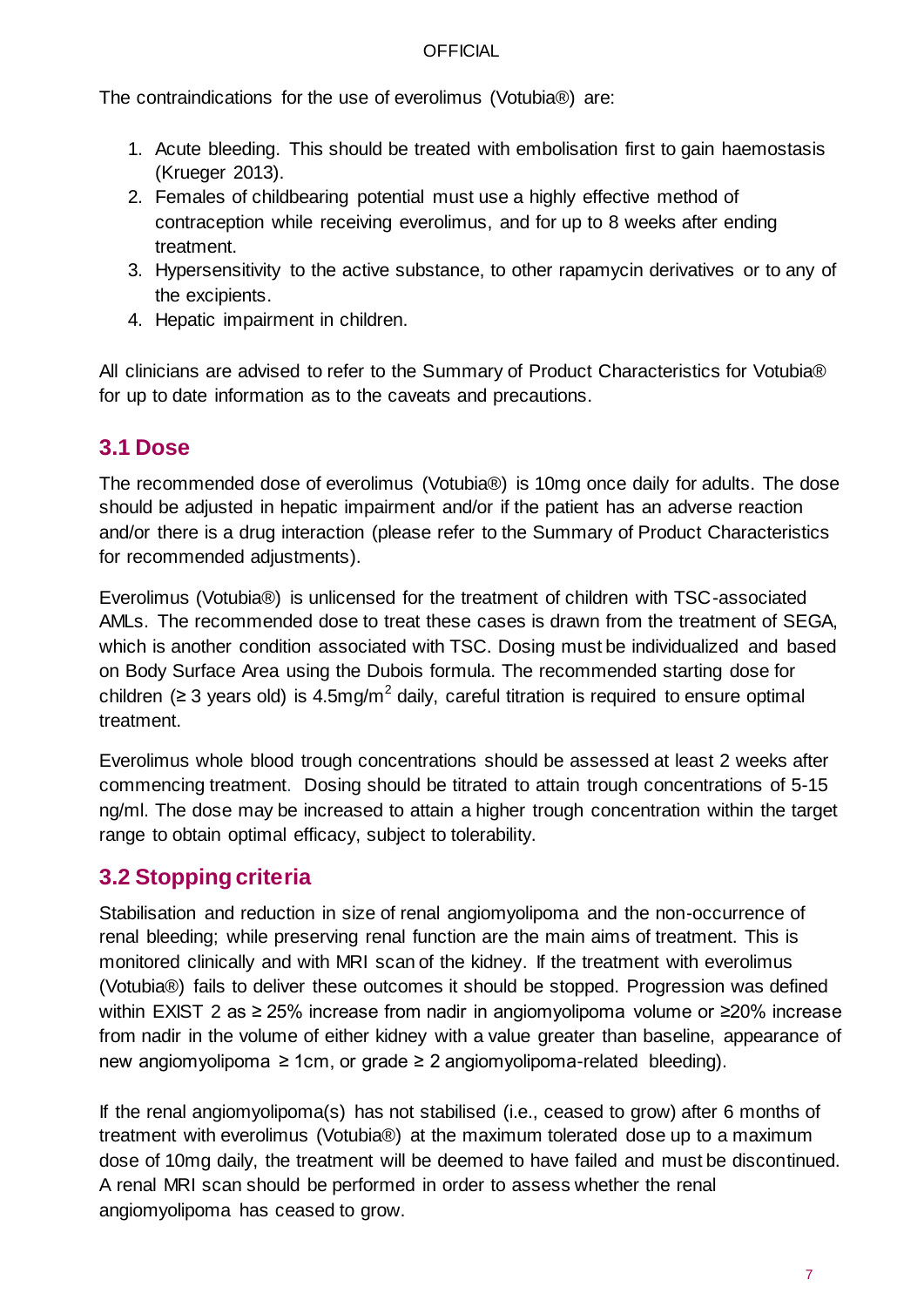The contraindications for the use of everolimus (Votubia®) are:

1. Acute bleeding. This should be treated with embolisation first to gain haemostasis (Krueger 2013).
2. Females of childbearing potential must use a highly effective method of contraception while receiving everolimus, and for up to 8 weeks after ending treatment.
3. Hypersensitivity to the active substance, to other rapamycin derivatives or to any of the excipients.
4. Hepatic impairment in children.

All clinicians are advised to refer to the Summary of Product Characteristics for Votubia® for up to date information as to the caveats and precautions.

## 3.1 Dose

The recommended dose of everolimus (Votubia®) is 10mg once daily for adults. The dose should be adjusted in hepatic impairment and/or if the patient has an adverse reaction and/or there is a drug interaction (please refer to the Summary of Product Characteristics for recommended adjustments).

Everolimus (Votubia®) is unlicensed for the treatment of children with TSC-associated AMLs. The recommended dose to treat these cases is drawn from the treatment of SEGA, which is another condition associated with TSC. Dosing must be individualized and based on Body Surface Area using the Dubois formula. The recommended starting dose for children (≥ 3 years old) is 4.5mg/$m^2$ daily, careful titration is required to ensure optimal treatment.

Everolimus whole blood trough concentrations should be assessed at least 2 weeks after commencing treatment. Dosing should be titrated to attain trough concentrations of 5-15 ng/ml. The dose may be increased to attain a higher trough concentration within the target range to obtain optimal efficacy, subject to tolerability.

## 3.2 Stopping criteria

Stabilisation and reduction in size of renal angiomyolipoma and the non-occurrence of renal bleeding; while preserving renal function are the main aims of treatment. This is monitored clinically and with MRI scan of the kidney. If the treatment with everolimus (Votubia®) fails to deliver these outcomes it should be stopped. Progression was defined within EXIST 2 as ≥ 25% increase from nadir in angiomyolipoma volume or ≥20% increase from nadir in the volume of either kidney with a value greater than baseline, appearance of new angiomyolipoma ≥ 1cm, or grade ≥ 2 angiomyolipoma-related bleeding).

If the renal angiomyolipoma(s) has not stabilised (i.e., ceased to grow) after 6 months of treatment with everolimus (Votubia®) at the maximum tolerated dose up to a maximum dose of 10mg daily, the treatment will be deemed to have failed and must be discontinued. A renal MRI scan should be performed in order to assess whether the renal angiomyolipoma has ceased to grow.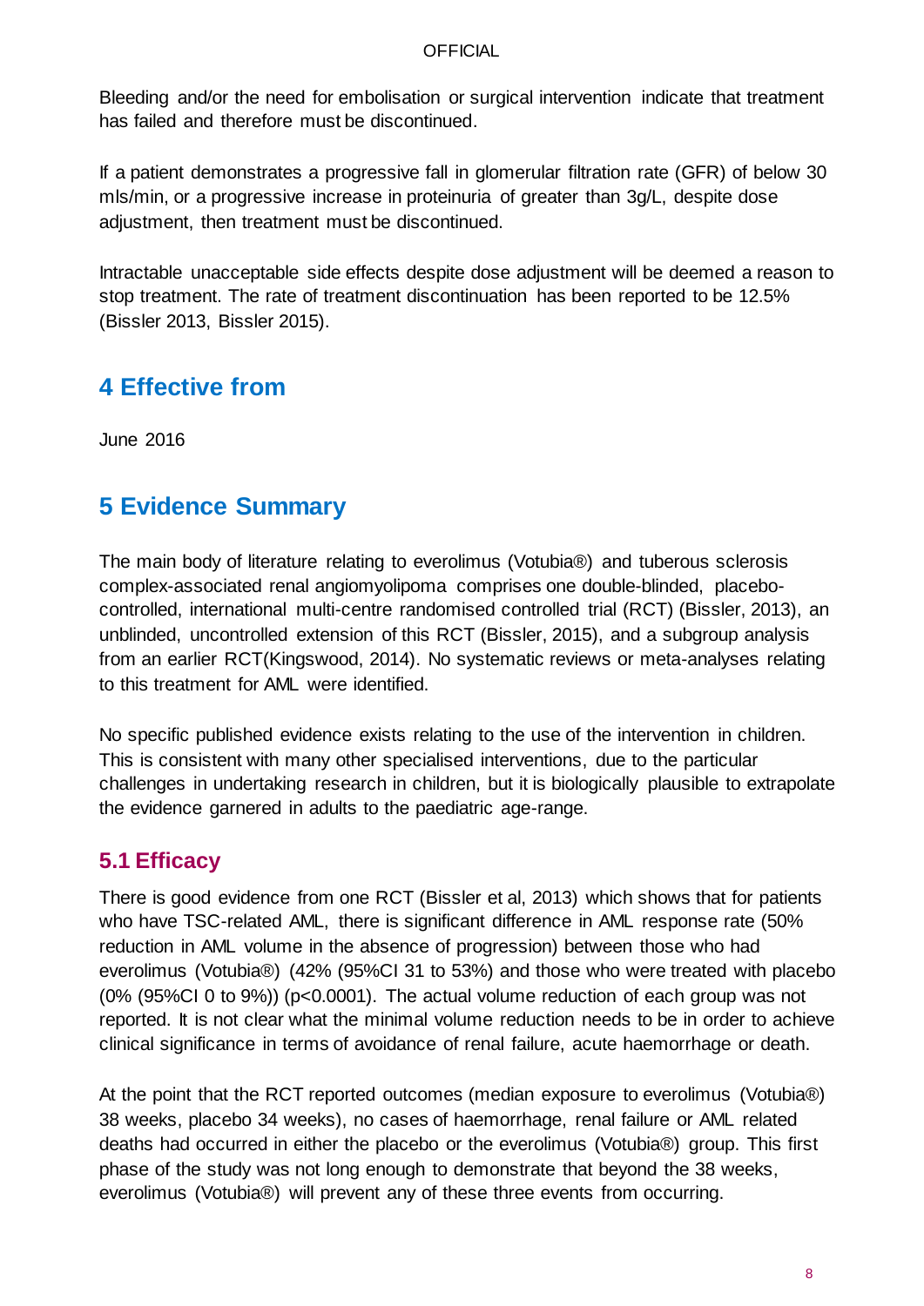Bleeding and/or the need for embolisation or surgical intervention indicate that treatment has failed and therefore must be discontinued.

If a patient demonstrates a progressive fall in glomerular filtration rate (GFR) of below 30 mls/min, or a progressive increase in proteinuria of greater than 3g/L, despite dose adjustment, then treatment must be discontinued.

Intractable unacceptable side effects despite dose adjustment will be deemed a reason to stop treatment. The rate of treatment discontinuation has been reported to be 12.5% (Bissler 2013, Bissler 2015).

## 4 Effective from

June 2016

## 5 Evidence Summary

The main body of literature relating to everolimus (Votubia®) and tuberous sclerosis complex-associated renal angiomyolipoma comprises one double-blinded, placebo-controlled, international multi-centre randomised controlled trial (RCT) (Bissler, 2013), an unblinded, uncontrolled extension of this RCT (Bissler, 2015), and a subgroup analysis from an earlier RCT(Kingswood, 2014). No systematic reviews or meta-analyses relating to this treatment for AML were identified.

No specific published evidence exists relating to the use of the intervention in children. This is consistent with many other specialised interventions, due to the particular challenges in undertaking research in children, but it is biologically plausible to extrapolate the evidence garnered in adults to the paediatric age-range.

### 5.1 Efficacy

There is good evidence from one RCT (Bissler et al, 2013) which shows that for patients who have TSC-related AML, there is significant difference in AML response rate (50% reduction in AML volume in the absence of progression) between those who had everolimus (Votubia®) (42% (95%CI 31 to 53%) and those who were treated with placebo (0% (95%CI 0 to 9%)) ($p<0.0001$). The actual volume reduction of each group was not reported. It is not clear what the minimal volume reduction needs to be in order to achieve clinical significance in terms of avoidance of renal failure, acute haemorrhage or death.

At the point that the RCT reported outcomes (median exposure to everolimus (Votubia®) 38 weeks, placebo 34 weeks), no cases of haemorrhage, renal failure or AML related deaths had occurred in either the placebo or the everolimus (Votubia®) group. This first phase of the study was not long enough to demonstrate that beyond the 38 weeks, everolimus (Votubia®) will prevent any of these three events from occurring.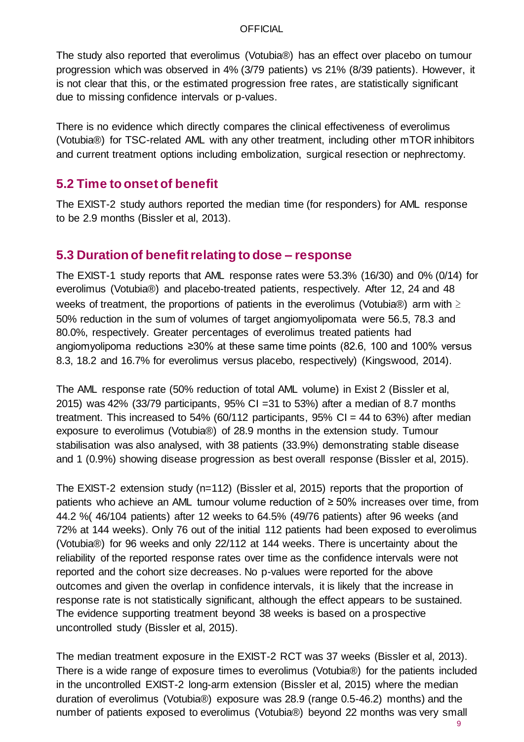The study also reported that everolimus (Votubia®) has an effect over placebo on tumour progression which was observed in 4% (3/79 patients) vs 21% (8/39 patients). However, it is not clear that this, or the estimated progression free rates, are statistically significant due to missing confidence intervals or p-values.

There is no evidence which directly compares the clinical effectiveness of everolimus (Votubia®) for TSC-related AML with any other treatment, including other mTOR inhibitors and current treatment options including embolization, surgical resection or nephrectomy.

## 5.2 Time to onset of benefit

The EXIST-2 study authors reported the median time (for responders) for AML response to be 2.9 months (Bissler et al, 2013).

## 5.3 Duration of benefit relating to dose – response

The EXIST-1 study reports that AML response rates were 53.3% (16/30) and 0% (0/14) for everolimus (Votubia®) and placebo-treated patients, respectively. After 12, 24 and 48 weeks of treatment, the proportions of patients in the everolimus (Votubia®) arm with ≥ 50% reduction in the sum of volumes of target angiomyolipomata were 56.5, 78.3 and 80.0%, respectively. Greater percentages of everolimus treated patients had angiomyolipoma reductions ≥30% at these same time points (82.6, 100 and 100% versus 8.3, 18.2 and 16.7% for everolimus versus placebo, respectively) (Kingswood, 2014).

The AML response rate (50% reduction of total AML volume) in Exist 2 (Bissler et al, 2015) was 42% (33/79 participants, 95% CI =31 to 53%) after a median of 8.7 months treatment. This increased to 54% (60/112 participants, 95% CI = 44 to 63%) after median exposure to everolimus (Votubia®) of 28.9 months in the extension study. Tumour stabilisation was also analysed, with 38 patients (33.9%) demonstrating stable disease and 1 (0.9%) showing disease progression as best overall response (Bissler et al, 2015).

The EXIST-2 extension study (n=112) (Bissler et al, 2015) reports that the proportion of patients who achieve an AML tumour volume reduction of ≥ 50% increases over time, from 44.2 %( 46/104 patients) after 12 weeks to 64.5% (49/76 patients) after 96 weeks (and 72% at 144 weeks). Only 76 out of the initial 112 patients had been exposed to everolimus (Votubia®) for 96 weeks and only 22/112 at 144 weeks. There is uncertainty about the reliability of the reported response rates over time as the confidence intervals were not reported and the cohort size decreases. No p-values were reported for the above outcomes and given the overlap in confidence intervals, it is likely that the increase in response rate is not statistically significant, although the effect appears to be sustained. The evidence supporting treatment beyond 38 weeks is based on a prospective uncontrolled study (Bissler et al, 2015).

The median treatment exposure in the EXIST-2 RCT was 37 weeks (Bissler et al, 2013). There is a wide range of exposure times to everolimus (Votubia®) for the patients included in the uncontrolled EXIST-2 long-arm extension (Bissler et al, 2015) where the median duration of everolimus (Votubia®) exposure was 28.9 (range 0.5-46.2) months and the number of patients exposed to everolimus (Votubia®) beyond 22 months was very small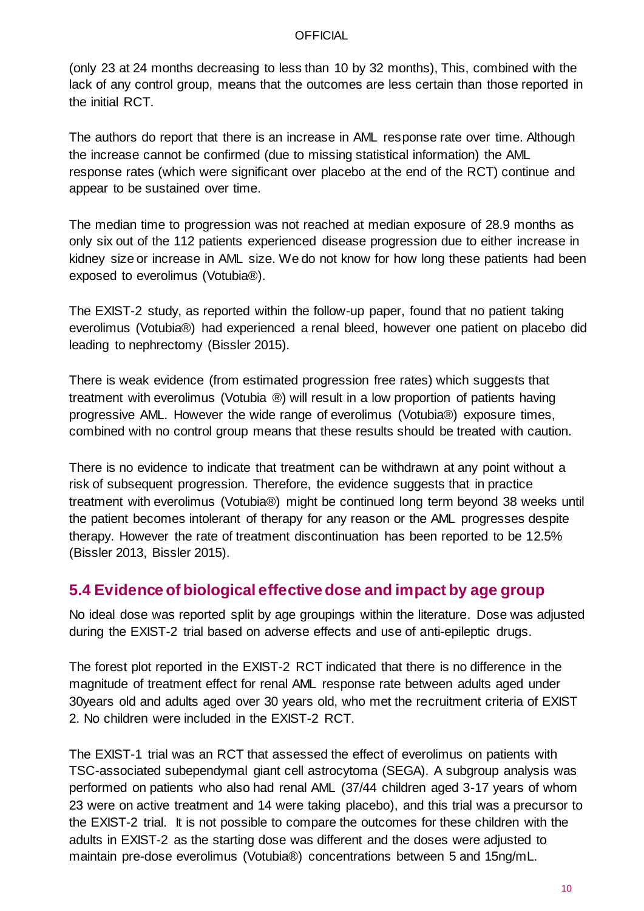(only 23 at 24 months decreasing to less than 10 by 32 months), This, combined with the lack of any control group, means that the outcomes are less certain than those reported in the initial RCT.

The authors do report that there is an increase in AML response rate over time. Although the increase cannot be confirmed (due to missing statistical information) the AML response rates (which were significant over placebo at the end of the RCT) continue and appear to be sustained over time.

The median time to progression was not reached at median exposure of 28.9 months as only six out of the 112 patients experienced disease progression due to either increase in kidney size or increase in AML size. We do not know for how long these patients had been exposed to everolimus (Votubia®).

The EXIST-2 study, as reported within the follow-up paper, found that no patient taking everolimus (Votubia®) had experienced a renal bleed, however one patient on placebo did leading to nephrectomy (Bissler 2015).

There is weak evidence (from estimated progression free rates) which suggests that treatment with everolimus (Votubia ®) will result in a low proportion of patients having progressive AML. However the wide range of everolimus (Votubia®) exposure times, combined with no control group means that these results should be treated with caution.

There is no evidence to indicate that treatment can be withdrawn at any point without a risk of subsequent progression. Therefore, the evidence suggests that in practice treatment with everolimus (Votubia®) might be continued long term beyond 38 weeks until the patient becomes intolerant of therapy for any reason or the AML progresses despite therapy. However the rate of treatment discontinuation has been reported to be 12.5% (Bissler 2013, Bissler 2015).

## 5.4 Evidence of biological effective dose and impact by age group

No ideal dose was reported split by age groupings within the literature. Dose was adjusted during the EXIST-2 trial based on adverse effects and use of anti-epileptic drugs.

The forest plot reported in the EXIST-2 RCT indicated that there is no difference in the magnitude of treatment effect for renal AML response rate between adults aged under 30years old and adults aged over 30 years old, who met the recruitment criteria of EXIST 2. No children were included in the EXIST-2 RCT.

The EXIST-1 trial was an RCT that assessed the effect of everolimus on patients with TSC-associated subependymal giant cell astrocytoma (SEGA). A subgroup analysis was performed on patients who also had renal AML (37/44 children aged 3-17 years of whom 23 were on active treatment and 14 were taking placebo), and this trial was a precursor to the EXIST-2 trial. It is not possible to compare the outcomes for these children with the adults in EXIST-2 as the starting dose was different and the doses were adjusted to maintain pre-dose everolimus (Votubia®) concentrations between 5 and 15ng/mL.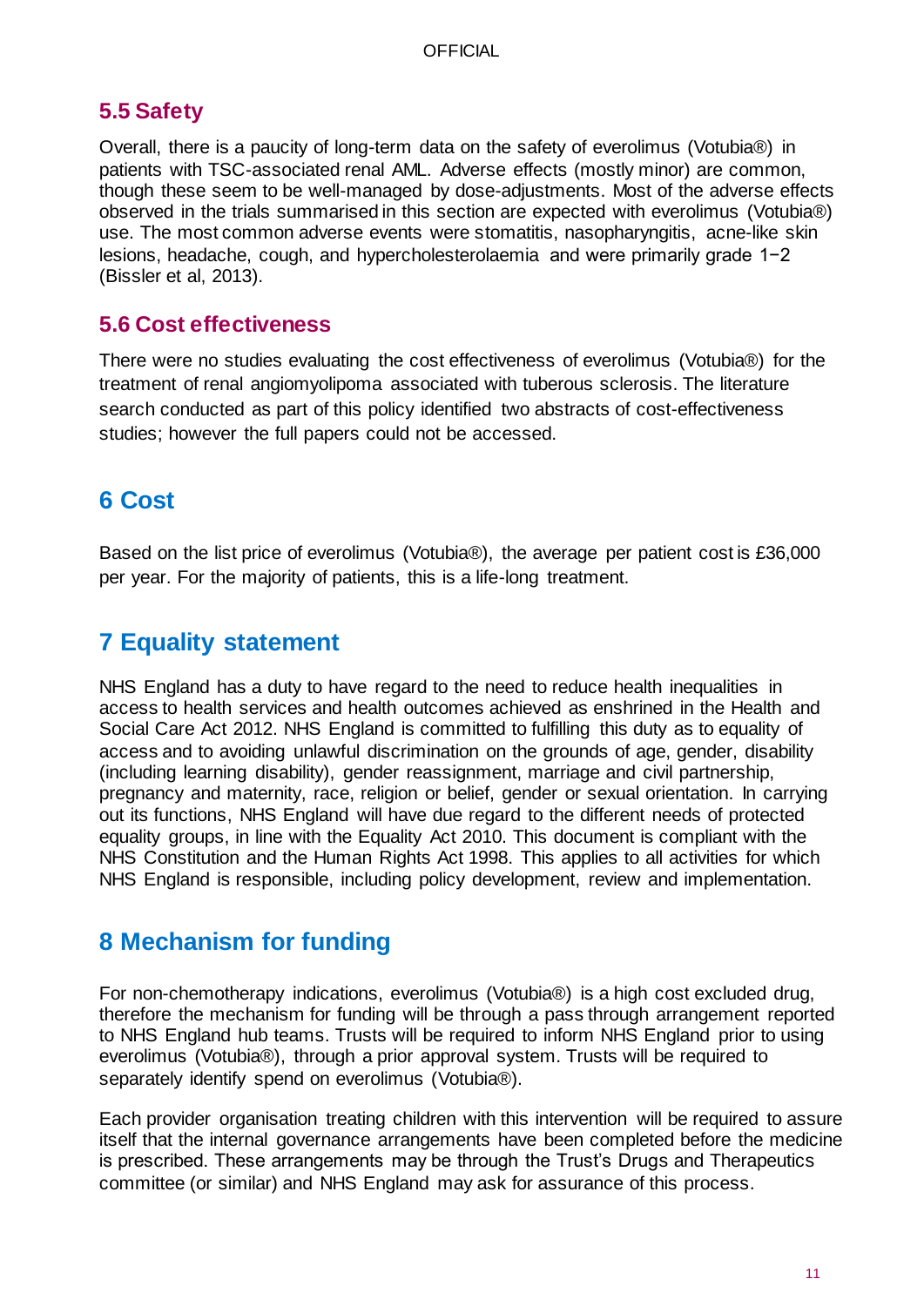### 5.5 Safety

Overall, there is a paucity of long-term data on the safety of everolimus (Votubia®) in patients with TSC-associated renal AML. Adverse effects (mostly minor) are common, though these seem to be well-managed by dose-adjustments. Most of the adverse effects observed in the trials summarised in this section are expected with everolimus (Votubia®) use. The most common adverse events were stomatitis, nasopharyngitis, acne-like skin lesions, headache, cough, and hypercholesterolaemia and were primarily grade 1−2 (Bissler et al, 2013).

### 5.6 Cost effectiveness

There were no studies evaluating the cost effectiveness of everolimus (Votubia®) for the treatment of renal angiomyolipoma associated with tuberous sclerosis. The literature search conducted as part of this policy identified two abstracts of cost-effectiveness studies; however the full papers could not be accessed.

## 6 Cost

Based on the list price of everolimus (Votubia®), the average per patient cost is £36,000 per year. For the majority of patients, this is a life-long treatment.

## 7 Equality statement

NHS England has a duty to have regard to the need to reduce health inequalities in access to health services and health outcomes achieved as enshrined in the Health and Social Care Act 2012. NHS England is committed to fulfilling this duty as to equality of access and to avoiding unlawful discrimination on the grounds of age, gender, disability (including learning disability), gender reassignment, marriage and civil partnership, pregnancy and maternity, race, religion or belief, gender or sexual orientation. In carrying out its functions, NHS England will have due regard to the different needs of protected equality groups, in line with the Equality Act 2010. This document is compliant with the NHS Constitution and the Human Rights Act 1998. This applies to all activities for which NHS England is responsible, including policy development, review and implementation.

## 8 Mechanism for funding

For non-chemotherapy indications, everolimus (Votubia®) is a high cost excluded drug, therefore the mechanism for funding will be through a pass through arrangement reported to NHS England hub teams. Trusts will be required to inform NHS England prior to using everolimus (Votubia®), through a prior approval system. Trusts will be required to separately identify spend on everolimus (Votubia®).

Each provider organisation treating children with this intervention will be required to assure itself that the internal governance arrangements have been completed before the medicine is prescribed. These arrangements may be through the Trust's Drugs and Therapeutics committee (or similar) and NHS England may ask for assurance of this process.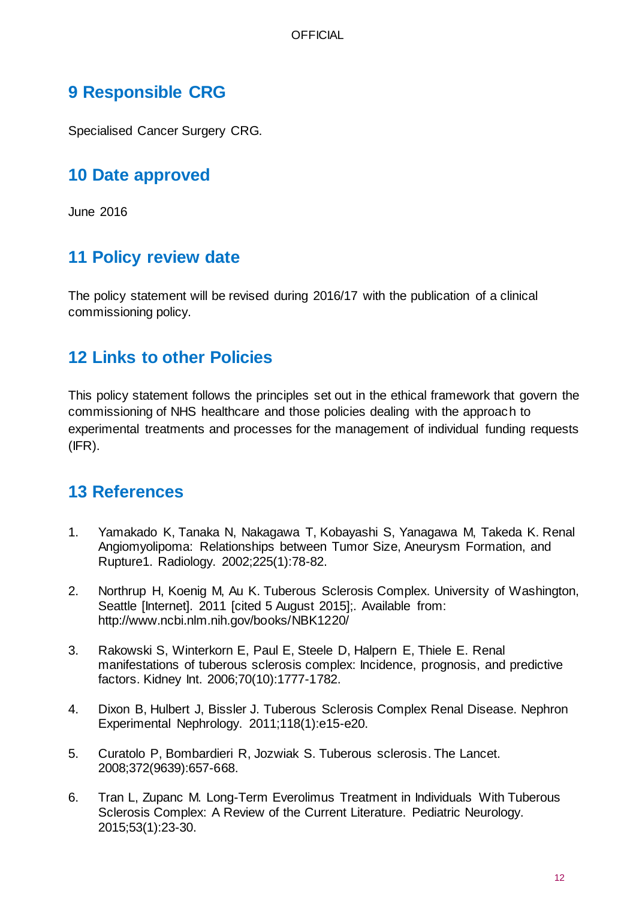## 9 Responsible CRG

Specialised Cancer Surgery CRG.

## 10 Date approved

June 2016

## 11 Policy review date

The policy statement will be revised during 2016/17 with the publication of a clinical commissioning policy.

## 12 Links to other Policies

This policy statement follows the principles set out in the ethical framework that govern the commissioning of NHS healthcare and those policies dealing with the approach to experimental treatments and processes for the management of individual funding requests (IFR).

## 13 References

1. Yamakado K, Tanaka N, Nakagawa T, Kobayashi S, Yanagawa M, Takeda K. Renal Angiomyolipoma: Relationships between Tumor Size, Aneurysm Formation, and Rupture1. Radiology. 2002;225(1):78-82.

2. Northrup H, Koenig M, Au K. Tuberous Sclerosis Complex. University of Washington, Seattle [Internet]. 2011 [cited 5 August 2015];. Available from: http://www.ncbi.nlm.nih.gov/books/NBK1220/

3. Rakowski S, Winterkorn E, Paul E, Steele D, Halpern E, Thiele E. Renal manifestations of tuberous sclerosis complex: Incidence, prognosis, and predictive factors. Kidney Int. 2006;70(10):1777-1782.

4. Dixon B, Hulbert J, Bissler J. Tuberous Sclerosis Complex Renal Disease. Nephron Experimental Nephrology. 2011;118(1):e15-e20.

5. Curatolo P, Bombardieri R, Jozwiak S. Tuberous sclerosis. The Lancet. 2008;372(9639):657-668.

6. Tran L, Zupanc M. Long-Term Everolimus Treatment in Individuals With Tuberous Sclerosis Complex: A Review of the Current Literature. Pediatric Neurology. 2015;53(1):23-30.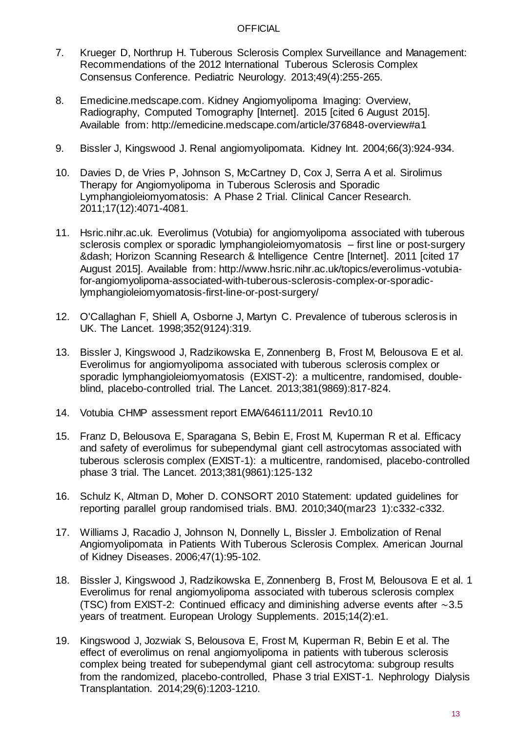7. Krueger D, Northrup H. Tuberous Sclerosis Complex Surveillance and Management: Recommendations of the 2012 International Tuberous Sclerosis Complex Consensus Conference. Pediatric Neurology. 2013;49(4):255-265.

8. Emedicine.medscape.com. Kidney Angiomyolipoma Imaging: Overview, Radiography, Computed Tomography [Internet]. 2015 [cited 6 August 2015]. Available from: http://emedicine.medscape.com/article/376848-overview#a1

9. Bissler J, Kingswood J. Renal angiomyolipomata. Kidney Int. 2004;66(3):924-934.

10. Davies D, de Vries P, Johnson S, McCartney D, Cox J, Serra A et al. Sirolimus Therapy for Angiomyolipoma in Tuberous Sclerosis and Sporadic Lymphangioleiomyomatosis: A Phase 2 Trial. Clinical Cancer Research. 2011;17(12):4071-4081.

11. Hsric.nihr.ac.uk. Everolimus (Votubia) for angiomyolipoma associated with tuberous sclerosis complex or sporadic lymphangioleiomyomatosis – first line or post-surgery &dash; Horizon Scanning Research & Intelligence Centre [Internet]. 2011 [cited 17 August 2015]. Available from: http://www.hsric.nihr.ac.uk/topics/everolimus-votubia-for-angiomyolipoma-associated-with-tuberous-sclerosis-complex-or-sporadic-lymphangioleiomyomatosis-first-line-or-post-surgery/

12. O'Callaghan F, Shiell A, Osborne J, Martyn C. Prevalence of tuberous sclerosis in UK. The Lancet. 1998;352(9124):319.

13. Bissler J, Kingswood J, Radzikowska E, Zonnenberg B, Frost M, Belousova E et al. Everolimus for angiomyolipoma associated with tuberous sclerosis complex or sporadic lymphangioleiomyomatosis (EXIST-2): a multicentre, randomised, double-blind, placebo-controlled trial. The Lancet. 2013;381(9869):817-824.

14. Votubia CHMP assessment report EMA/646111/2011 Rev10.10

15. Franz D, Belousova E, Sparagana S, Bebin E, Frost M, Kuperman R et al. Efficacy and safety of everolimus for subependymal giant cell astrocytomas associated with tuberous sclerosis complex (EXIST-1): a multicentre, randomised, placebo-controlled phase 3 trial. The Lancet. 2013;381(9861):125-132

16. Schulz K, Altman D, Moher D. CONSORT 2010 Statement: updated guidelines for reporting parallel group randomised trials. BMJ. 2010;340(mar23 1):c332-c332.

17. Williams J, Racadio J, Johnson N, Donnelly L, Bissler J. Embolization of Renal Angiomyolipomata in Patients With Tuberous Sclerosis Complex. American Journal of Kidney Diseases. 2006;47(1):95-102.

18. Bissler J, Kingswood J, Radzikowska E, Zonnenberg B, Frost M, Belousova E et al. 1 Everolimus for renal angiomyolipoma associated with tuberous sclerosis complex (TSC) from EXIST-2: Continued efficacy and diminishing adverse events after ~3.5 years of treatment. European Urology Supplements. 2015;14(2):e1.

19. Kingswood J, Jozwiak S, Belousova E, Frost M, Kuperman R, Bebin E et al. The effect of everolimus on renal angiomyolipoma in patients with tuberous sclerosis complex being treated for subependymal giant cell astrocytoma: subgroup results from the randomized, placebo-controlled, Phase 3 trial EXIST-1. Nephrology Dialysis Transplantation. 2014;29(6):1203-1210.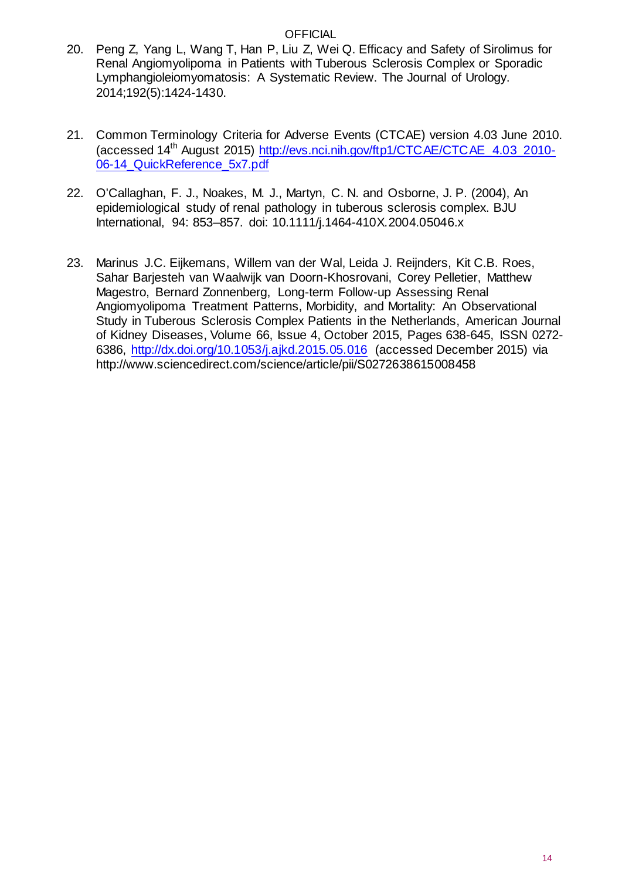20. Peng Z, Yang L, Wang T, Han P, Liu Z, Wei Q. Efficacy and Safety of Sirolimus for Renal Angiomyolipoma in Patients with Tuberous Sclerosis Complex or Sporadic Lymphangioleiomyomatosis: A Systematic Review. The Journal of Urology. 2014;192(5):1424-1430.

21. Common Terminology Criteria for Adverse Events (CTCAE) version 4.03 June 2010. (accessed 14th August 2015) http://evs.nci.nih.gov/ftp1/CTCAE/CTCAE_4.03_2010-06-14_QuickReference_5x7.pdf

22. O'Callaghan, F. J., Noakes, M. J., Martyn, C. N. and Osborne, J. P. (2004), An epidemiological study of renal pathology in tuberous sclerosis complex. BJU International, 94: 853–857. doi: 10.1111/j.1464-410X.2004.05046.x

23. Marinus J.C. Eijkemans, Willem van der Wal, Leida J. Reijnders, Kit C.B. Roes, Sahar Barjesteh van Waalwijk van Doorn-Khosrovani, Corey Pelletier, Matthew Magestro, Bernard Zonnenberg, Long-term Follow-up Assessing Renal Angiomyolipoma Treatment Patterns, Morbidity, and Mortality: An Observational Study in Tuberous Sclerosis Complex Patients in the Netherlands, American Journal of Kidney Diseases, Volume 66, Issue 4, October 2015, Pages 638-645, ISSN 0272-6386, http://dx.doi.org/10.1053/j.ajkd.2015.05.016 (accessed December 2015) via http://www.sciencedirect.com/science/article/pii/S0272638615008458